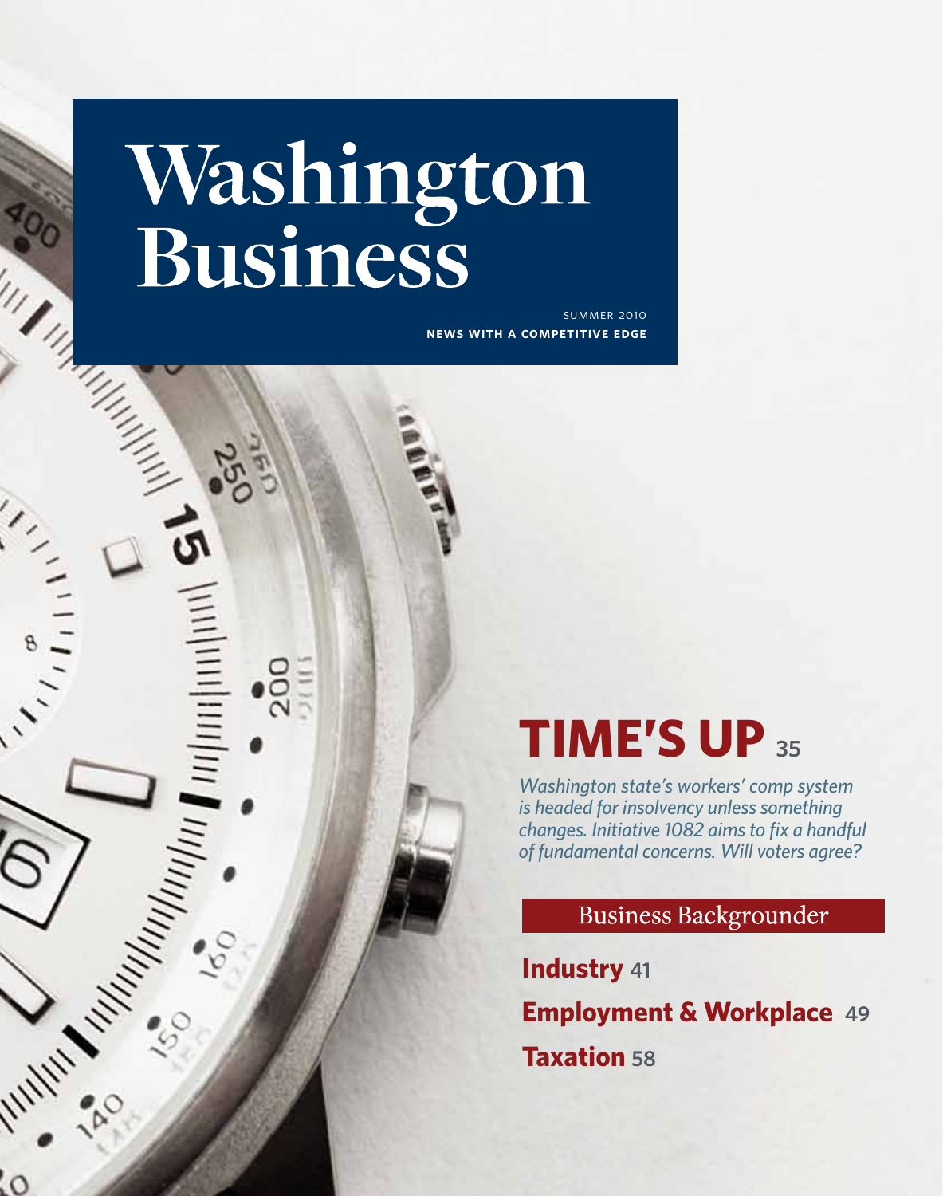# Washington Business

SUMMER 2010

**NEWS WITH A COMPETITIVE EDGE**

## TIME'S UP 35

*Washington state's workers' comp system is headed for insolvency unless something changes. Initiative 1082 aims to fix a handful of fundamental concerns. Will voters agree?*

### Business Backgrounder

**Industry** 41

**Employment & Workplace** 49

**Taxation** 58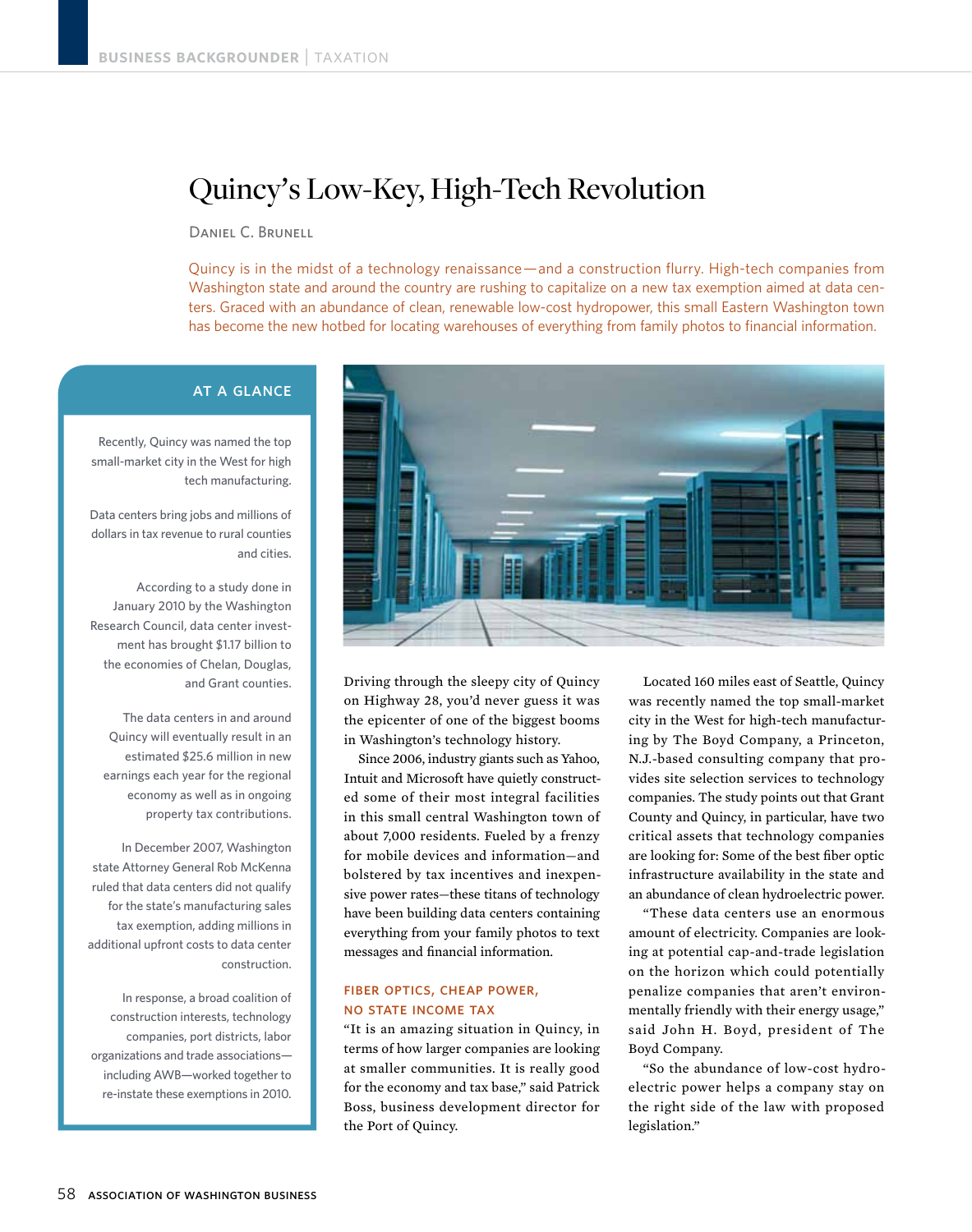# Quincy's Low-Key, High-Tech Revolution

Daniel C. Brunell

Quincy is in the midst of a technology renaissance—and a construction flurry. High-tech companies from Washington state and around the country are rushing to capitalize on a new tax exemption aimed at data centers. Graced with an abundance of clean, renewable low-cost hydropower, this small Eastern Washington town has become the new hotbed for locating warehouses of everything from family photos to financial information.

## AT A GLANCE

Recently, Quincy was named the top small-market city in the West for high tech manufacturing.

Data centers bring jobs and millions of dollars in tax revenue to rural counties and cities.

According to a study done in January 2010 by the Washington Research Council, data center investment has brought $1.17 billion to the economies of Chelan, Douglas, and Grant counties.

The data centers in and around Quincy will eventually result in an estimated $25.6 million in new earnings each year for the regional economy as well as in ongoing property tax contributions.

In December 2007, Washington state Attorney General Rob McKenna ruled that data centers did not qualify for the state's manufacturing sales tax exemption, adding millions in additional upfront costs to data center construction.

In response, a broad coalition of construction interests, technology companies, port districts, labor organizations and trade associations—including AWB—worked together to re-instate these exemptions in 2010.

Driving through the sleepy city of Quincy on Highway 28, you'd never guess it was the epicenter of one of the biggest booms in Washington's technology history.

Since 2006, industry giants such as Yahoo, Intuit and Microsoft have quietly constructed some of their most integral facilities in this small central Washington town of about 7,000 residents. Fueled by a frenzy for mobile devices and information—and bolstered by tax incentives and inexpensive power rates—these titans of technology have been building data centers containing everything from your family photos to text messages and financial information.

### FIBER OPTICS, CHEAP POWER, NO STATE INCOME TAX

"It is an amazing situation in Quincy, in terms of how larger companies are looking at smaller communities. It is really good for the economy and tax base," said Patrick Boss, business development director for the Port of Quincy.

Located 160 miles east of Seattle, Quincy was recently named the top small-market city in the West for high-tech manufacturing by The Boyd Company, a Princeton, N.J.-based consulting company that provides site selection services to technology companies. The study points out that Grant County and Quincy, in particular, have two critical assets that technology companies are looking for: Some of the best fiber optic infrastructure availability in the state and an abundance of clean hydroelectric power.

"These data centers use an enormous amount of electricity. Companies are looking at potential cap-and-trade legislation on the horizon which could potentially penalize companies that aren't environmentally friendly with their energy usage," said John H. Boyd, president of The Boyd Company.

"So the abundance of low-cost hydroelectric power helps a company stay on the right side of the law with proposed legislation."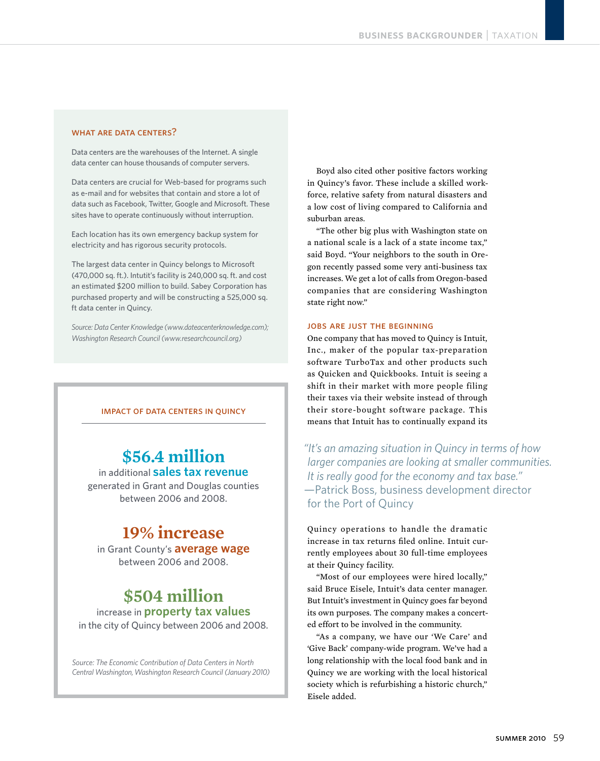### WHAT ARE DATA CENTERS?

Data centers are the warehouses of the Internet. A single data center can house thousands of computer servers.

Data centers are crucial for Web-based for programs such as e-mail and for websites that contain and store a lot of data such as Facebook, Twitter, Google and Microsoft. These sites have to operate continuously without interruption.

Each location has its own emergency backup system for electricity and has rigorous security protocols.

The largest data center in Quincy belongs to Microsoft (470,000 sq. ft.). Intutit's facility is 240,000 sq. ft. and cost an estimated $200 million to build. Sabey Corporation has purchased property and will be constructing a 525,000 sq. ft data center in Quincy.

*Source: Data Center Knowledge (www.dateacenterknowledge.com); Washington Research Council (www.researchcouncil.org)*

### IMPACT OF DATA CENTERS IN QUINCY

**$56.4 million**
in additional **sales tax revenue** generated in Grant and Douglas counties between 2006 and 2008.

**19% increase**
in Grant County's **average wage** between 2006 and 2008.

**$504 million**
increase in **property tax values** in the city of Quincy between 2006 and 2008.

*Source: The Economic Contribution of Data Centers in North Central Washington, Washington Research Council (January 2010)*

Boyd also cited other positive factors working in Quincy's favor. These include a skilled workforce, relative safety from natural disasters and a low cost of living compared to California and suburban areas.

"The other big plus with Washington state on a national scale is a lack of a state income tax," said Boyd. "Your neighbors to the south in Oregon recently passed some very anti-business tax increases. We get a lot of calls from Oregon-based companies that are considering Washington state right now."

### JOBS ARE JUST THE BEGINNING

One company that has moved to Quincy is Intuit, Inc., maker of the popular tax-preparation software TurboTax and other products such as Quicken and Quickbooks. Intuit is seeing a shift in their market with more people filing their taxes via their website instead of through their store-bought software package. This means that Intuit has to continually expand its Quincy operations to handle the dramatic increase in tax returns filed online. Intuit currently employees about 30 full-time employees at their Quincy facility.

> *"It's an amazing situation in Quincy in terms of how larger companies are looking at smaller communities. It is really good for the economy and tax base."*
> —Patrick Boss, business development director for the Port of Quincy

"Most of our employees were hired locally," said Bruce Eisele, Intuit's data center manager. But Intuit's investment in Quincy goes far beyond its own purposes. The company makes a concerted effort to be involved in the community.

"As a company, we have our 'We Care' and 'Give Back' company-wide program. We've had a long relationship with the local food bank and in Quincy we are working with the local historical society which is refurbishing a historic church," Eisele added.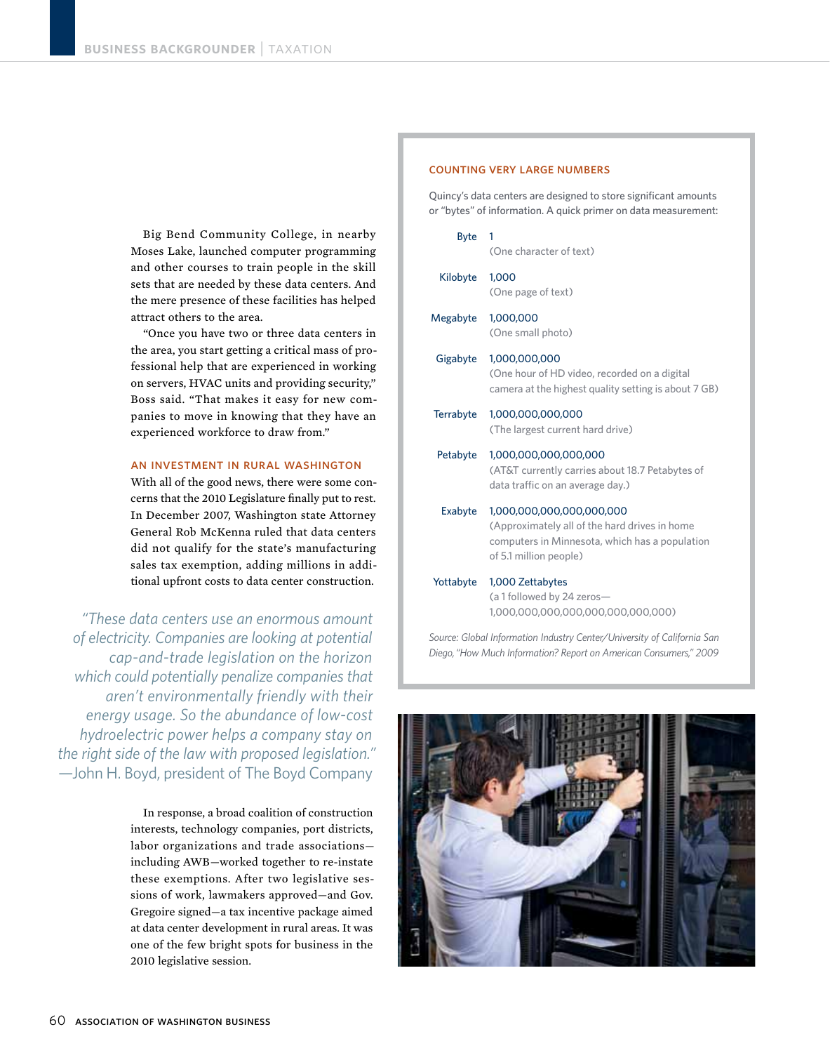Big Bend Community College, in nearby Moses Lake, launched computer programming and other courses to train people in the skill sets that are needed by these data centers. And the mere presence of these facilities has helped attract others to the area.

"Once you have two or three data centers in the area, you start getting a critical mass of professional help that are experienced in working on servers, HVAC units and providing security," Boss said. "That makes it easy for new companies to move in knowing that they have an experienced workforce to draw from."

### AN INVESTMENT IN RURAL WASHINGTON

With all of the good news, there were some concerns that the 2010 Legislature finally put to rest. In December 2007, Washington state Attorney General Rob McKenna ruled that data centers did not qualify for the state's manufacturing sales tax exemption, adding millions in additional upfront costs to data center construction.

> *"These data centers use an enormous amount of electricity. Companies are looking at potential cap-and-trade legislation on the horizon which could potentially penalize companies that aren't environmentally friendly with their energy usage. So the abundance of low-cost hydroelectric power helps a company stay on the right side of the law with proposed legislation."*
> —John H. Boyd, president of The Boyd Company

In response, a broad coalition of construction interests, technology companies, port districts, labor organizations and trade associations—including AWB—worked together to re-instate these exemptions. After two legislative sessions of work, lawmakers approved—and Gov. Gregoire signed—a tax incentive package aimed at data center development in rural areas. It was one of the few bright spots for business in the 2010 legislative session.

### COUNTING VERY LARGE NUMBERS

Quincy's data centers are designed to store significant amounts or "bytes" of information. A quick primer on data measurement:

| | |
|---|---|
| Byte | 1 (One character of text) |
| Kilobyte | 1,000 (One page of text) |
| Megabyte | 1,000,000 (One small photo) |
| Gigabyte | 1,000,000,000 (One hour of HD video, recorded on a digital camera at the highest quality setting is about 7 GB) |
| Terrabyte | 1,000,000,000,000 (The largest current hard drive) |
| Petabyte | 1,000,000,000,000,000 (AT&T currently carries about 18.7 Petabytes of data traffic on an average day.) |
| Exabyte | 1,000,000,000,000,000,000 (Approximately all of the hard drives in home computers in Minnesota, which has a population of 5.1 million people) |
| Yottabyte | 1,000 Zettabytes (a 1 followed by 24 zeros—1,000,000,000,000,000,000,000,000) |

*Source: Global Information Industry Center/University of California San Diego, "How Much Information? Report on American Consumers," 2009*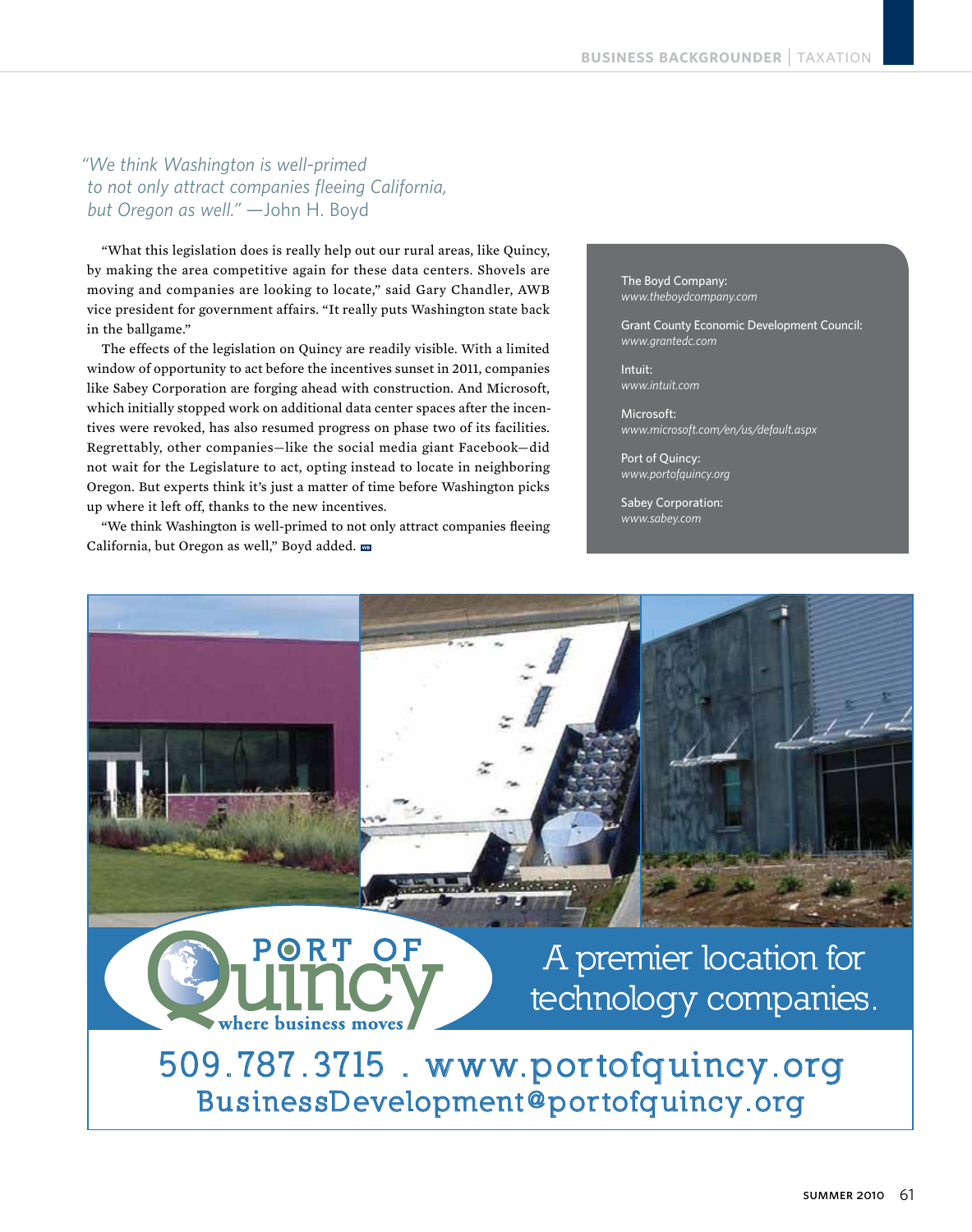*"We think Washington is well-primed to not only attract companies fleeing California, but Oregon as well."* —John H. Boyd

"What this legislation does is really help out our rural areas, like Quincy, by making the area competitive again for these data centers. Shovels are moving and companies are looking to locate," said Gary Chandler, AWB vice president for government affairs. "It really puts Washington state back in the ballgame."

The effects of the legislation on Quincy are readily visible. With a limited window of opportunity to act before the incentives sunset in 2011, companies like Sabey Corporation are forging ahead with construction. And Microsoft, which initially stopped work on additional data center spaces after the incentives were revoked, has also resumed progress on phase two of its facilities. Regrettably, other companies—like the social media giant Facebook—did not wait for the Legislature to act, opting instead to locate in neighboring Oregon. But experts think it's just a matter of time before Washington picks up where it left off, thanks to the new incentives.

"We think Washington is well-primed to not only attract companies fleeing California, but Oregon as well," Boyd added.

The Boyd Company:
*www.theboydcompany.com*

Grant County Economic Development Council:
*www.grantedc.com*

Intuit:
*www.intuit.com*

Microsoft:
*www.microsoft.com/en/us/default.aspx*

Port of Quincy:
*www.portofquincy.org*

Sabey Corporation:
*www.sabey.com*

PORT OF Quincy
where business moves

A premier location for technology companies.

509.787.3715 . www.portofquincy.org
BusinessDevelopment@portofquincy.org